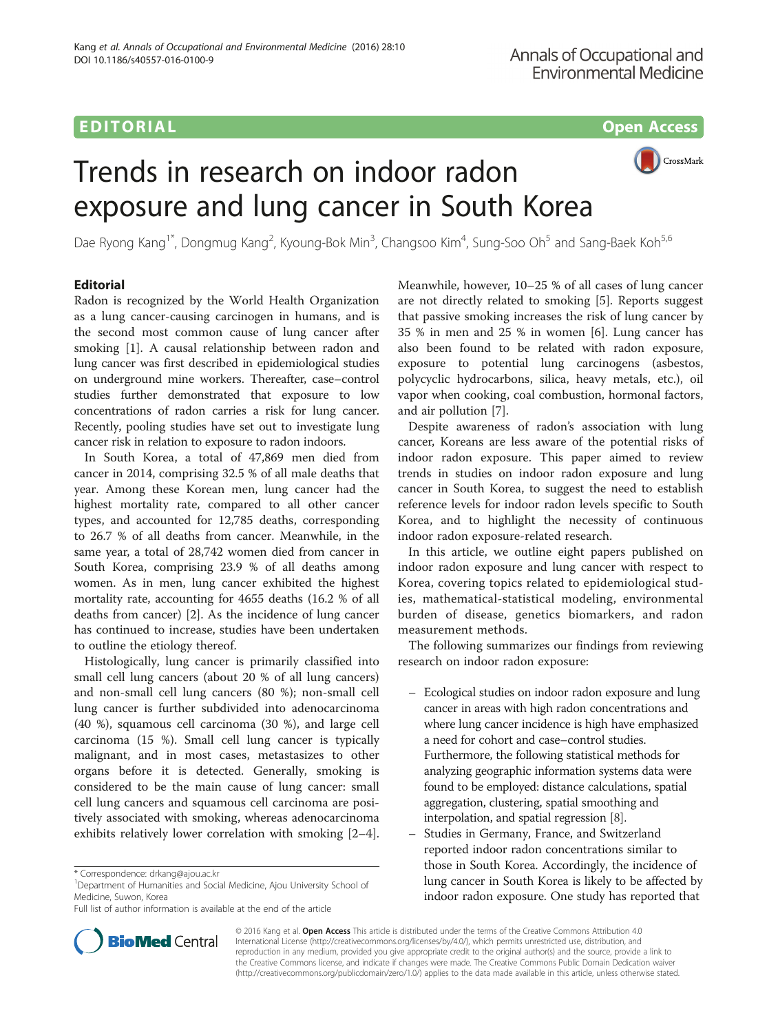EDITORIAL Open Access

# Trends in research on indoor radon exposure and lung cancer in South Korea

Dae Ryong Kang[1*], Dongmug Kang[2], Kyoung-Bok Min[3], Changsoo Kim[4], Sung-Soo Oh[5] and Sang-Baek Koh[5,6]

## Editorial

Radon is recognized by the World Health Organization as a lung cancer-causing carcinogen in humans, and is the second most common cause of lung cancer after smoking [1]. A causal relationship between radon and lung cancer was first described in epidemiological studies on underground mine workers. Thereafter, case–control studies further demonstrated that exposure to low concentrations of radon carries a risk for lung cancer. Recently, pooling studies have set out to investigate lung cancer risk in relation to exposure to radon indoors.

In South Korea, a total of 47,869 men died from cancer in 2014, comprising 32.5 % of all male deaths that year. Among these Korean men, lung cancer had the highest mortality rate, compared to all other cancer types, and accounted for 12,785 deaths, corresponding to 26.7 % of all deaths from cancer. Meanwhile, in the same year, a total of 28,742 women died from cancer in South Korea, comprising 23.9 % of all deaths among women. As in men, lung cancer exhibited the highest mortality rate, accounting for 4655 deaths (16.2 % of all deaths from cancer) [2]. As the incidence of lung cancer has continued to increase, studies have been undertaken to outline the etiology thereof.

Histologically, lung cancer is primarily classified into small cell lung cancers (about 20 % of all lung cancers) and non-small cell lung cancers (80 %); non-small cell lung cancer is further subdivided into adenocarcinoma (40 %), squamous cell carcinoma (30 %), and large cell carcinoma (15 %). Small cell lung cancer is typically malignant, and in most cases, metastasizes to other organs before it is detected. Generally, smoking is considered to be the main cause of lung cancer: small cell lung cancers and squamous cell carcinoma are positively associated with smoking, whereas adenocarcinoma exhibits relatively lower correlation with smoking [2–4]. Meanwhile, however, 10–25 % of all cases of lung cancer are not directly related to smoking [5]. Reports suggest that passive smoking increases the risk of lung cancer by 35 % in men and 25 % in women [6]. Lung cancer has also been found to be related with radon exposure, exposure to potential lung carcinogens (asbestos, polycyclic hydrocarbons, silica, heavy metals, etc.), oil vapor when cooking, coal combustion, hormonal factors, and air pollution [7].

Despite awareness of radon's association with lung cancer, Koreans are less aware of the potential risks of indoor radon exposure. This paper aimed to review trends in studies on indoor radon exposure and lung cancer in South Korea, to suggest the need to establish reference levels for indoor radon levels specific to South Korea, and to highlight the necessity of continuous indoor radon exposure-related research.

In this article, we outline eight papers published on indoor radon exposure and lung cancer with respect to Korea, covering topics related to epidemiological studies, mathematical-statistical modeling, environmental burden of disease, genetics biomarkers, and radon measurement methods.

The following summarizes our findings from reviewing research on indoor radon exposure:

- Ecological studies on indoor radon exposure and lung cancer in areas with high radon concentrations and where lung cancer incidence is high have emphasized a need for cohort and case–control studies. Furthermore, the following statistical methods for analyzing geographic information systems data were found to be employed: distance calculations, spatial aggregation, clustering, spatial smoothing and interpolation, and spatial regression [8].
- Studies in Germany, France, and Switzerland reported indoor radon concentrations similar to those in South Korea. Accordingly, the incidence of lung cancer in South Korea is likely to be affected by indoor radon exposure. One study has reported that

\* Correspondence: drkang@ajou.ac.kr
[1]Department of Humanities and Social Medicine, Ajou University School of Medicine, Suwon, Korea
Full list of author information is available at the end of the article

© 2016 Kang et al. **Open Access** This article is distributed under the terms of the Creative Commons Attribution 4.0 International License (http://creativecommons.org/licenses/by/4.0/), which permits unrestricted use, distribution, and reproduction in any medium, provided you give appropriate credit to the original author(s) and the source, provide a link to the Creative Commons license, and indicate if changes were made. The Creative Commons Public Domain Dedication waiver (http://creativecommons.org/publicdomain/zero/1.0/) applies to the data made available in this article, unless otherwise stated.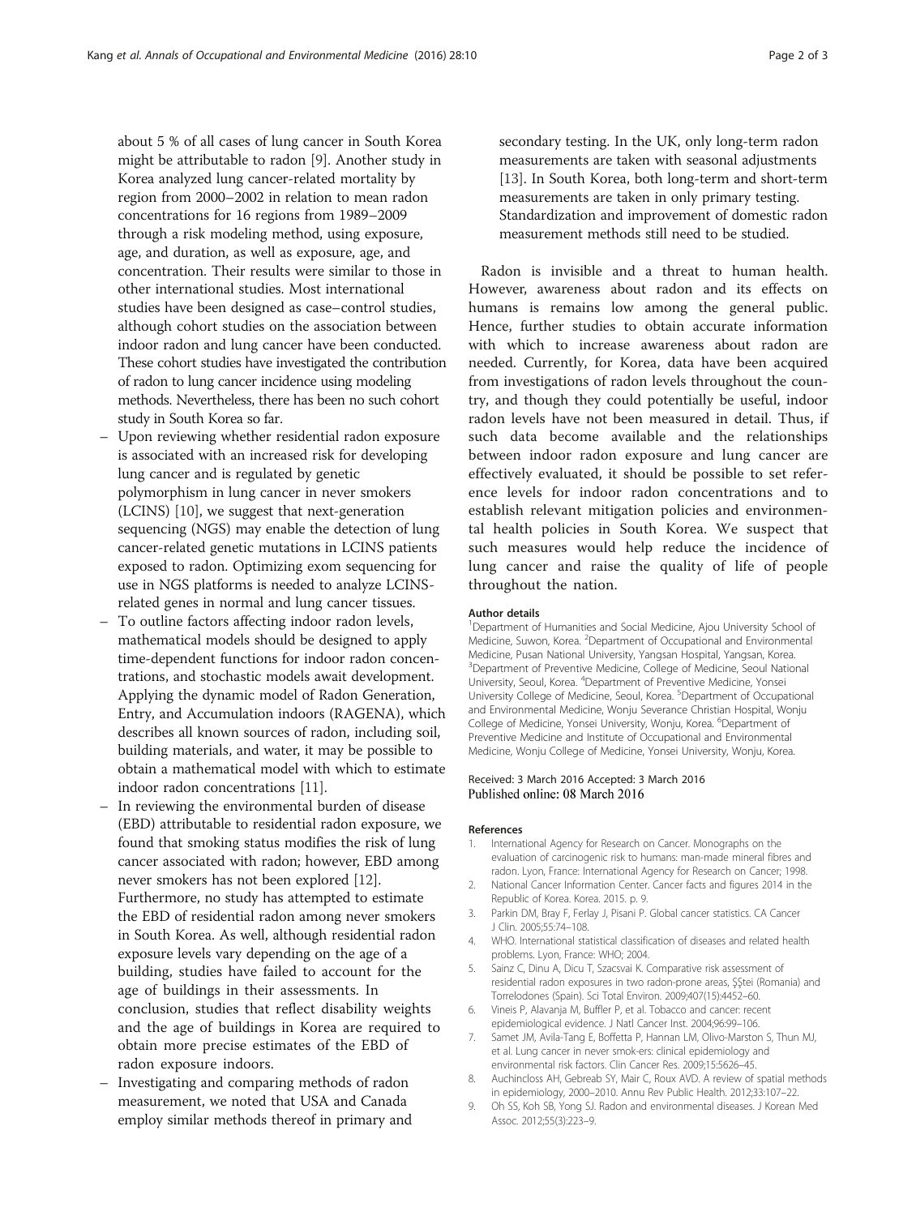about 5 % of all cases of lung cancer in South Korea might be attributable to radon [9]. Another study in Korea analyzed lung cancer-related mortality by region from 2000–2002 in relation to mean radon concentrations for 16 regions from 1989–2009 through a risk modeling method, using exposure, age, and duration, as well as exposure, age, and concentration. Their results were similar to those in other international studies. Most international studies have been designed as case–control studies, although cohort studies on the association between indoor radon and lung cancer have been conducted. These cohort studies have investigated the contribution of radon to lung cancer incidence using modeling methods. Nevertheless, there has been no such cohort study in South Korea so far.

- Upon reviewing whether residential radon exposure is associated with an increased risk for developing lung cancer and is regulated by genetic polymorphism in lung cancer in never smokers (LCINS) [10], we suggest that next-generation sequencing (NGS) may enable the detection of lung cancer-related genetic mutations in LCINS patients exposed to radon. Optimizing exom sequencing for use in NGS platforms is needed to analyze LCINS-related genes in normal and lung cancer tissues.
- To outline factors affecting indoor radon levels, mathematical models should be designed to apply time-dependent functions for indoor radon concentrations, and stochastic models await development. Applying the dynamic model of Radon Generation, Entry, and Accumulation indoors (RAGENA), which describes all known sources of radon, including soil, building materials, and water, it may be possible to obtain a mathematical model with which to estimate indoor radon concentrations [11].
- In reviewing the environmental burden of disease (EBD) attributable to residential radon exposure, we found that smoking status modifies the risk of lung cancer associated with radon; however, EBD among never smokers has not been explored [12]. Furthermore, no study has attempted to estimate the EBD of residential radon among never smokers in South Korea. As well, although residential radon exposure levels vary depending on the age of a building, studies have failed to account for the age of buildings in their assessments. In conclusion, studies that reflect disability weights and the age of buildings in Korea are required to obtain more precise estimates of the EBD of radon exposure indoors.
- Investigating and comparing methods of radon measurement, we noted that USA and Canada employ similar methods thereof in primary and secondary testing. In the UK, only long-term radon measurements are taken with seasonal adjustments [13]. In South Korea, both long-term and short-term measurements are taken in only primary testing. Standardization and improvement of domestic radon measurement methods still need to be studied.

Radon is invisible and a threat to human health. However, awareness about radon and its effects on humans is remains low among the general public. Hence, further studies to obtain accurate information with which to increase awareness about radon are needed. Currently, for Korea, data have been acquired from investigations of radon levels throughout the country, and though they could potentially be useful, indoor radon levels have not been measured in detail. Thus, if such data become available and the relationships between indoor radon exposure and lung cancer are effectively evaluated, it should be possible to set reference levels for indoor radon concentrations and to establish relevant mitigation policies and environmental health policies in South Korea. We suspect that such measures would help reduce the incidence of lung cancer and raise the quality of life of people throughout the nation.

#### Author details

[1]Department of Humanities and Social Medicine, Ajou University School of Medicine, Suwon, Korea. [2]Department of Occupational and Environmental Medicine, Pusan National University, Yangsan Hospital, Yangsan, Korea. [3]Department of Preventive Medicine, College of Medicine, Seoul National University, Seoul, Korea. [4]Department of Preventive Medicine, Yonsei University College of Medicine, Seoul, Korea. [5]Department of Occupational and Environmental Medicine, Wonju Severance Christian Hospital, Wonju College of Medicine, Yonsei University, Wonju, Korea. [6]Department of Preventive Medicine and Institute of Occupational and Environmental Medicine, Wonju College of Medicine, Yonsei University, Wonju, Korea.

Received: 3 March 2016 Accepted: 3 March 2016
Published online: 08 March 2016

#### References

1. International Agency for Research on Cancer. Monographs on the evaluation of carcinogenic risk to humans: man-made mineral fibres and radon. Lyon, France: International Agency for Research on Cancer; 1998.
2. National Cancer Information Center. Cancer facts and figures 2014 in the Republic of Korea. Korea. 2015. p. 9.
3. Parkin DM, Bray F, Ferlay J, Pisani P. Global cancer statistics. CA Cancer J Clin. 2005;55:74–108.
4. WHO. International statistical classification of diseases and related health problems. Lyon, France: WHO; 2004.
5. Sainz C, Dinu A, Dicu T, Szacsvai K. Comparative risk assessment of residential radon exposures in two radon-prone areas, ŞŞtei (Romania) and Torrelodones (Spain). Sci Total Environ. 2009;407(15):4452–60.
6. Vineis P, Alavanja M, Buffler P, et al. Tobacco and cancer: recent epidemiological evidence. J Natl Cancer Inst. 2004;96:99–106.
7. Samet JM, Avila-Tang E, Boffetta P, Hannan LM, Olivo-Marston S, Thun MJ, et al. Lung cancer in never smok-ers: clinical epidemiology and environmental risk factors. Clin Cancer Res. 2009;15:5626–45.
8. Auchincloss AH, Gebreab SY, Mair C, Roux AVD. A review of spatial methods in epidemiology, 2000–2010. Annu Rev Public Health. 2012;33:107–22.
9. Oh SS, Koh SB, Yong SJ. Radon and environmental diseases. J Korean Med Assoc. 2012;55(3):223–9.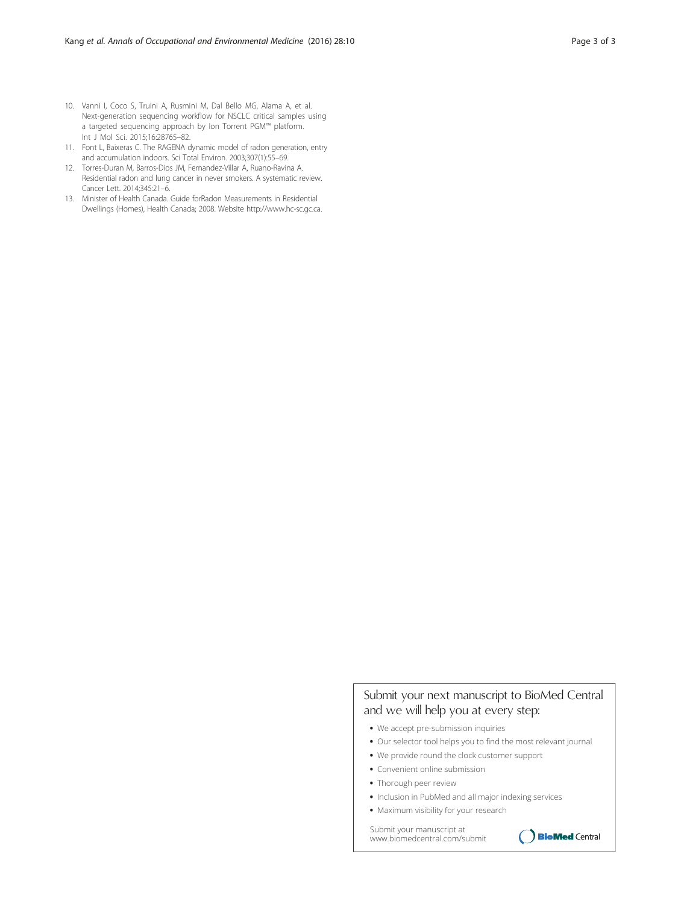10. Vanni I, Coco S, Truini A, Rusmini M, Dal Bello MG, Alama A, et al. Next-generation sequencing workflow for NSCLC critical samples using a targeted sequencing approach by Ion Torrent PGM™ platform. Int J Mol Sci. 2015;16:28765–82.
11. Font L, Baixeras C. The RAGENA dynamic model of radon generation, entry and accumulation indoors. Sci Total Environ. 2003;307(1):55–69.
12. Torres-Duran M, Barros-Dios JM, Fernandez-Villar A, Ruano-Ravina A. Residential radon and lung cancer in never smokers. A systematic review. Cancer Lett. 2014;345:21–6.
13. Minister of Health Canada. Guide forRadon Measurements in Residential Dwellings (Homes), Health Canada; 2008. Website http://www.hc-sc.gc.ca.

Submit your next manuscript to BioMed Central and we will help you at every step:

- We accept pre-submission inquiries
- Our selector tool helps you to find the most relevant journal
- We provide round the clock customer support
- Convenient online submission
- Thorough peer review
- Inclusion in PubMed and all major indexing services
- Maximum visibility for your research

Submit your manuscript at
www.biomedcentral.com/submit

BioMed Central